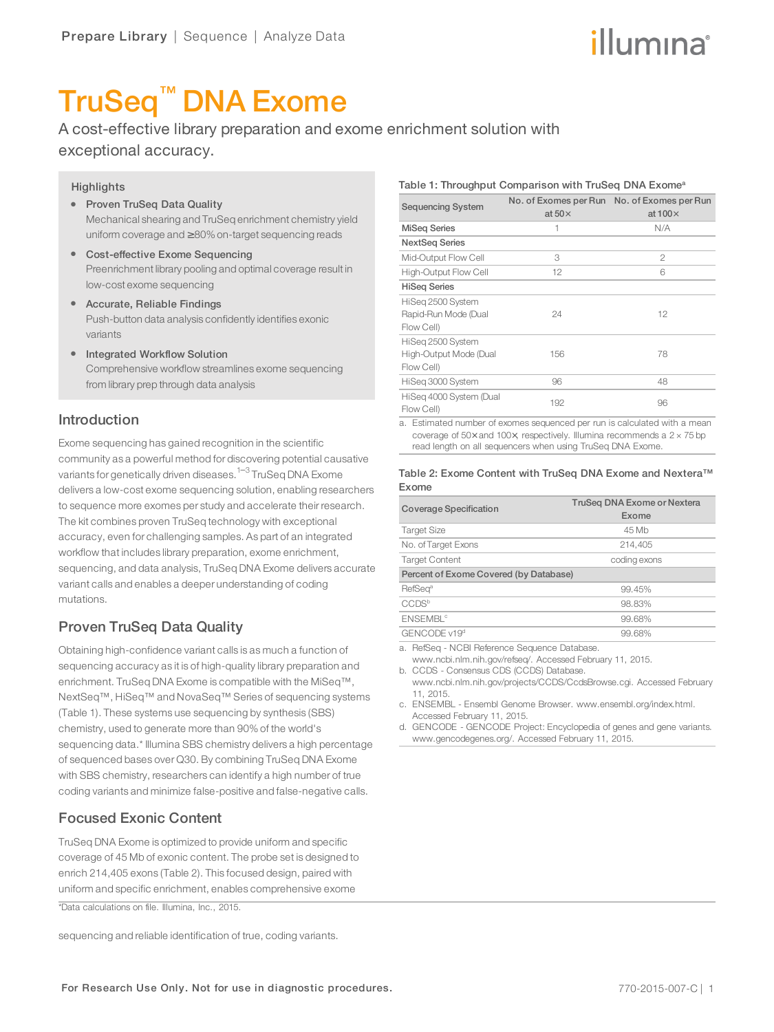# TruSeq™ DNA Exome

A cost-effective library preparation and exome enrichment solution with exceptional accuracy.

### Highlights

- **Proven TruSeq Data Quality**
  Mechanical shearing and TruSeq enrichment chemistry yield uniform coverage and ≥80% on-target sequencing reads
- **Cost-effective Exome Sequencing**
  Preenrichment library pooling and optimal coverage result in low-cost exome sequencing
- **Accurate, Reliable Findings**
  Push-button data analysis confidently identifies exonic variants
- **Integrated Workflow Solution**
  Comprehensive workflow streamlines exome sequencing from library prep through data analysis

## Introduction

Exome sequencing has gained recognition in the scientific community as a powerful method for discovering potential causative variants for genetically driven diseases.[1–3] TruSeq DNA Exome delivers a low-cost exome sequencing solution, enabling researchers to sequence more exomes per study and accelerate their research. The kit combines proven TruSeq technology with exceptional accuracy, even for challenging samples. As part of an integrated workflow that includes library preparation, exome enrichment, sequencing, and data analysis, TruSeq DNA Exome delivers accurate variant calls and enables a deeper understanding of coding mutations.

## Proven TruSeq Data Quality

Obtaining high-confidence variant calls is as much a function of sequencing accuracy as it is of high-quality library preparation and enrichment. TruSeq DNA Exome is compatible with the MiSeq™, NextSeq™, HiSeq™ and NovaSeq™ Series of sequencing systems (Table 1). These systems use sequencing by synthesis (SBS) chemistry, used to generate more than 90% of the world's sequencing data.* Illumina SBS chemistry delivers a high percentage of sequenced bases over Q30. By combining TruSeq DNA Exome with SBS chemistry, researchers can identify a high number of true coding variants and minimize false-positive and false-negative calls.

## Focused Exonic Content

TruSeq DNA Exome is optimized to provide uniform and specific coverage of 45 Mb of exonic content. The probe set is designed to enrich 214,405 exons (Table 2). This focused design, paired with uniform and specific enrichment, enables comprehensive exome sequencing and reliable identification of true, coding variants.

*Data calculations on file. Illumina, Inc., 2015.

**Table 1: Throughput Comparison with TruSeq DNA Exome[a]**

| Sequencing System | No. of Exomes per Run at 50× | No. of Exomes per Run at 100× |
|---|---|---|
| **MiSeq Series** | 1 | N/A |
| **NextSeq Series** | | |
| Mid-Output Flow Cell | 3 | 2 |
| High-Output Flow Cell | 12 | 6 |
| **HiSeq Series** | | |
| HiSeq 2500 System Rapid-Run Mode (Dual Flow Cell) | 24 | 12 |
| HiSeq 2500 System High-Output Mode (Dual Flow Cell) | 156 | 78 |
| HiSeq 3000 System | 96 | 48 |
| HiSeq 4000 System (Dual Flow Cell) | 192 | 96 |

a. Estimated number of exomes sequenced per run is calculated with a mean coverage of 50× and 100×, respectively. Illumina recommends a 2 × 75 bp read length on all sequencers when using TruSeq DNA Exome.

**Table 2: Exome Content with TruSeq DNA Exome and Nextera™ Exome**

| Coverage Specification | TruSeq DNA Exome or Nextera Exome |
|---|---|
| Target Size | 45 Mb |
| No. of Target Exons | 214,405 |
| Target Content | coding exons |
| **Percent of Exome Covered (by Database)** | |
| RefSeq[a] | 99.45% |
| CCDS[b] | 98.83% |
| ENSEMBL[c] | 99.68% |
| GENCODE v19[d] | 99.68% |

a. RefSeq - NCBI Reference Sequence Database. www.ncbi.nlm.nih.gov/refseq/. Accessed February 11, 2015.
b. CCDS - Consensus CDS (CCDS) Database. www.ncbi.nlm.nih.gov/projects/CCDS/CcdsBrowse.cgi. Accessed February 11, 2015.
c. ENSEMBL - Ensembl Genome Browser. www.ensembl.org/index.html. Accessed February 11, 2015.
d. GENCODE - GENCODE Project: Encyclopedia of genes and gene variants. www.gencodegenes.org/. Accessed February 11, 2015.

For Research Use Only. Not for use in diagnostic procedures.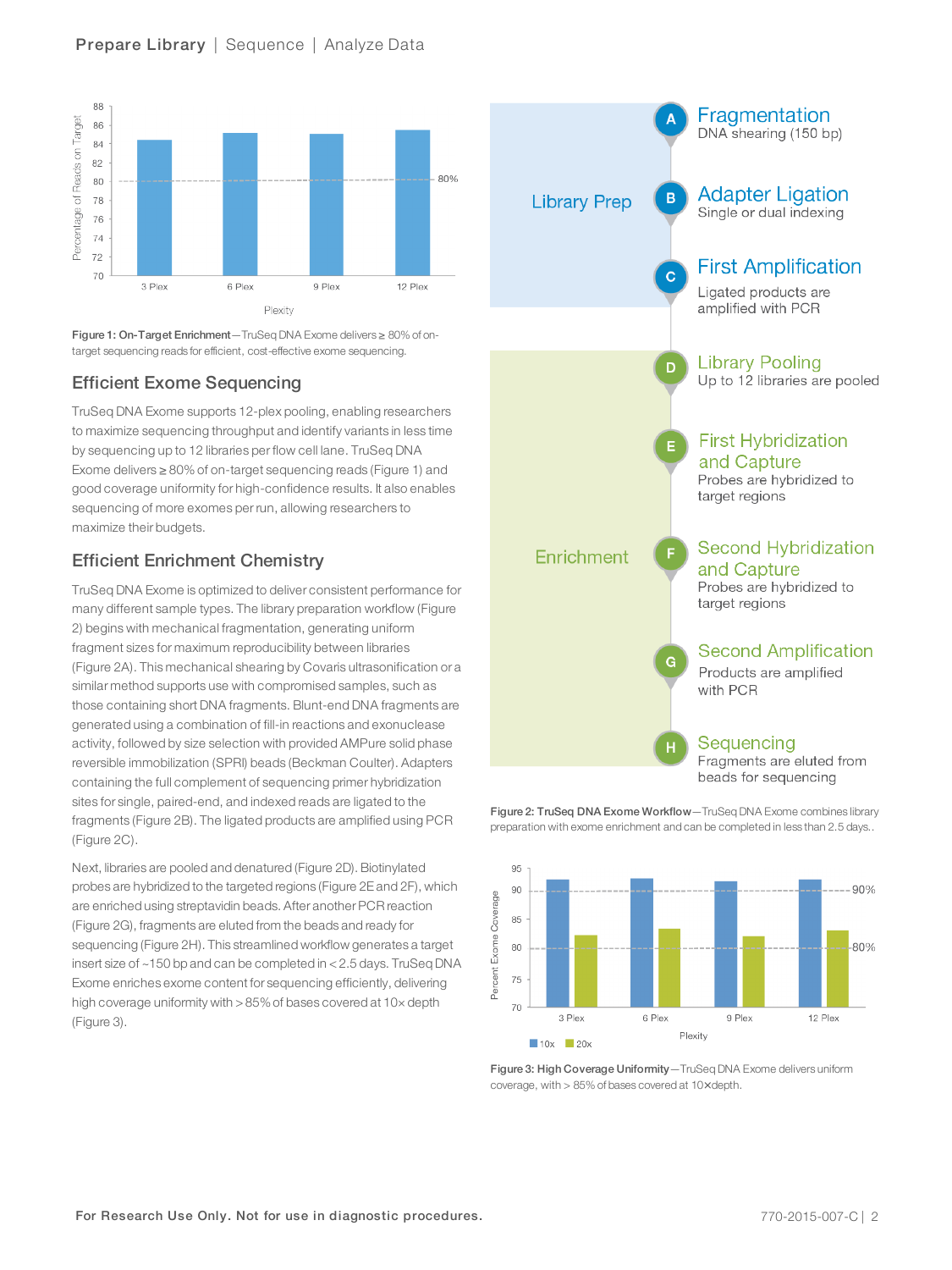Figure 1: On-Target Enrichment—TruSeq DNA Exome delivers ≥ 80% of on-target sequencing reads for efficient, cost-effective exome sequencing.

## Efficient Exome Sequencing

TruSeq DNA Exome supports 12-plex pooling, enabling researchers to maximize sequencing throughput and identify variants in less time by sequencing up to 12 libraries per flow cell lane. TruSeq DNA Exome delivers ≥ 80% of on-target sequencing reads (Figure 1) and good coverage uniformity for high-confidence results. It also enables sequencing of more exomes per run, allowing researchers to maximize their budgets.

## Efficient Enrichment Chemistry

TruSeq DNA Exome is optimized to deliver consistent performance for many different sample types. The library preparation workflow (Figure 2) begins with mechanical fragmentation, generating uniform fragment sizes for maximum reproducibility between libraries (Figure 2A). This mechanical shearing by Covaris ultrasonification or a similar method supports use with compromised samples, such as those containing short DNA fragments. Blunt-end DNA fragments are generated using a combination of fill-in reactions and exonuclease activity, followed by size selection with provided AMPure solid phase reversible immobilization (SPRI) beads (Beckman Coulter). Adapters containing the full complement of sequencing primer hybridization sites for single, paired-end, and indexed reads are ligated to the fragments (Figure 2B). The ligated products are amplified using PCR (Figure 2C).

Next, libraries are pooled and denatured (Figure 2D). Biotinylated probes are hybridized to the targeted regions (Figure 2E and 2F), which are enriched using streptavidin beads. After another PCR reaction (Figure 2G), fragments are eluted from the beads and ready for sequencing (Figure 2H). This streamlined workflow generates a target insert size of ~150 bp and can be completed in < 2.5 days. TruSeq DNA Exome enriches exome content for sequencing efficiently, delivering high coverage uniformity with > 85% of bases covered at 10× depth (Figure 3).

**Library Prep**

- **A. Fragmentation** — DNA shearing (150 bp)
- **B. Adapter Ligation** — Single or dual indexing
- **C. First Amplification** — Ligated products are amplified with PCR

**Enrichment**

- **D. Library Pooling** — Up to 12 libraries are pooled
- **E. First Hybridization and Capture** — Probes are hybridized to target regions
- **F. Second Hybridization and Capture** — Probes are hybridized to target regions
- **G. Second Amplification** — Products are amplified with PCR
- **H. Sequencing** — Fragments are eluted from beads for sequencing

Figure 2: TruSeq DNA Exome Workflow—TruSeq DNA Exome combines library preparation with exome enrichment and can be completed in less than 2.5 days..

Figure 3: High Coverage Uniformity—TruSeq DNA Exome delivers uniform coverage, with > 85% of bases covered at 10×depth.

For Research Use Only. Not for use in diagnostic procedures.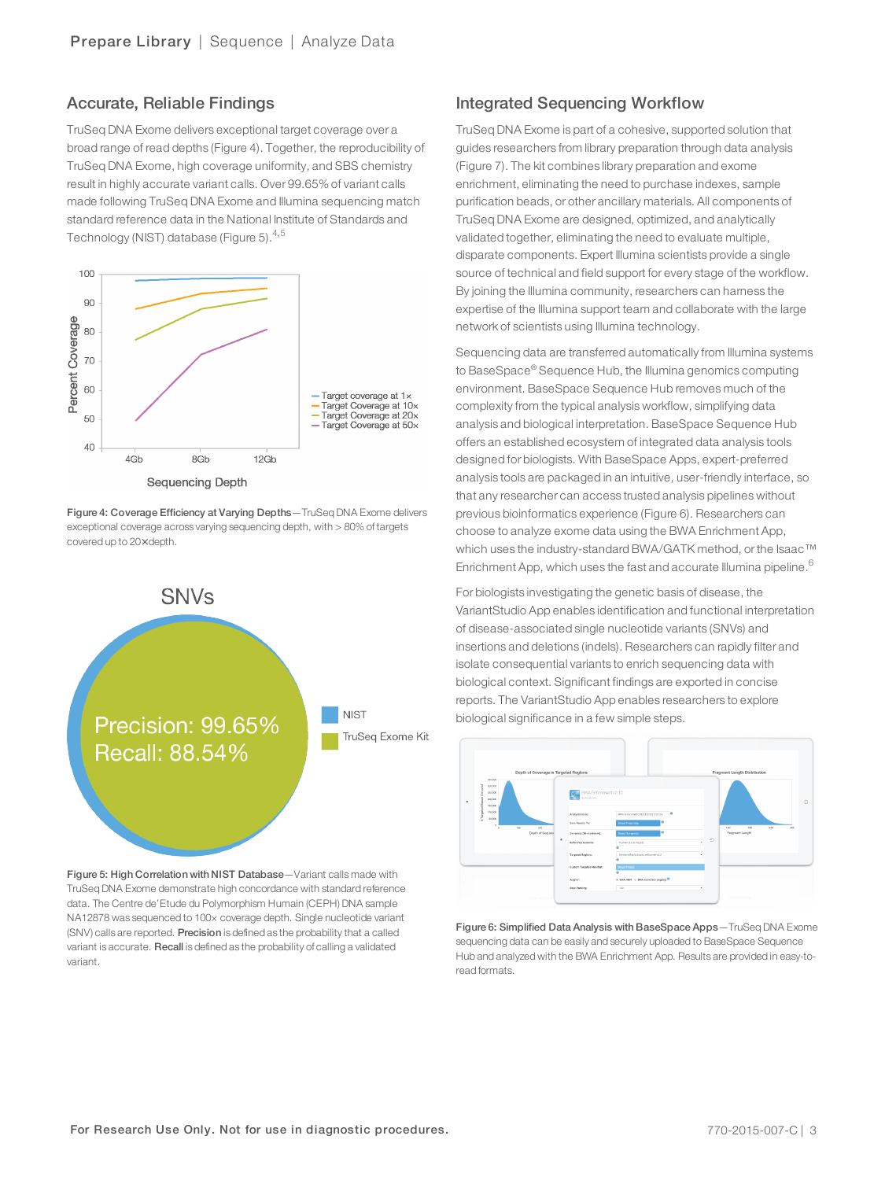## Accurate, Reliable Findings

TruSeq DNA Exome delivers exceptional target coverage over a broad range of read depths (Figure 4). Together, the reproducibility of TruSeq DNA Exome, high coverage uniformity, and SBS chemistry result in highly accurate variant calls. Over 99.65% of variant calls made following TruSeq DNA Exome and Illumina sequencing match standard reference data in the National Institute of Standards and Technology (NIST) database (Figure 5).[4,5]

**Figure 4: Coverage Efficiency at Varying Depths**—TruSeq DNA Exome delivers exceptional coverage across varying sequencing depth, with > 80% of targets covered up to 20× depth.

**Figure 5: High Correlation with NIST Database**—Variant calls made with TruSeq DNA Exome demonstrate high concordance with standard reference data. The Centre de'Etude du Polymorphism Humain (CEPH) DNA sample NA12878 was sequenced to 100× coverage depth. Single nucleotide variant (SNV) calls are reported. **Precision** is defined as the probability that a called variant is accurate. **Recall** is defined as the probability of calling a validated variant.

## Integrated Sequencing Workflow

TruSeq DNA Exome is part of a cohesive, supported solution that guides researchers from library preparation through data analysis (Figure 7). The kit combines library preparation and exome enrichment, eliminating the need to purchase indexes, sample purification beads, or other ancillary materials. All components of TruSeq DNA Exome are designed, optimized, and analytically validated together, eliminating the need to evaluate multiple, disparate components. Expert Illumina scientists provide a single source of technical and field support for every stage of the workflow. By joining the Illumina community, researchers can harness the expertise of the Illumina support team and collaborate with the large network of scientists using Illumina technology.

Sequencing data are transferred automatically from Illumina systems to BaseSpace® Sequence Hub, the Illumina genomics computing environment. BaseSpace Sequence Hub removes much of the complexity from the typical analysis workflow, simplifying data analysis and biological interpretation. BaseSpace Sequence Hub offers an established ecosystem of integrated data analysis tools designed for biologists. With BaseSpace Apps, expert-preferred analysis tools are packaged in an intuitive, user-friendly interface, so that any researcher can access trusted analysis pipelines without previous bioinformatics experience (Figure 6). Researchers can choose to analyze exome data using the BWA Enrichment App, which uses the industry-standard BWA/GATK method, or the Isaac™ Enrichment App, which uses the fast and accurate Illumina pipeline.[6]

For biologists investigating the genetic basis of disease, the VariantStudio App enables identification and functional interpretation of disease-associated single nucleotide variants (SNVs) and insertions and deletions (indels). Researchers can rapidly filter and isolate consequential variants to enrich sequencing data with biological context. Significant findings are exported in concise reports. The VariantStudio App enables researchers to explore biological significance in a few simple steps.

**Figure 6: Simplified Data Analysis with BaseSpace Apps**—TruSeq DNA Exome sequencing data can be easily and securely uploaded to BaseSpace Sequence Hub and analyzed with the BWA Enrichment App. Results are provided in easy-to-read formats.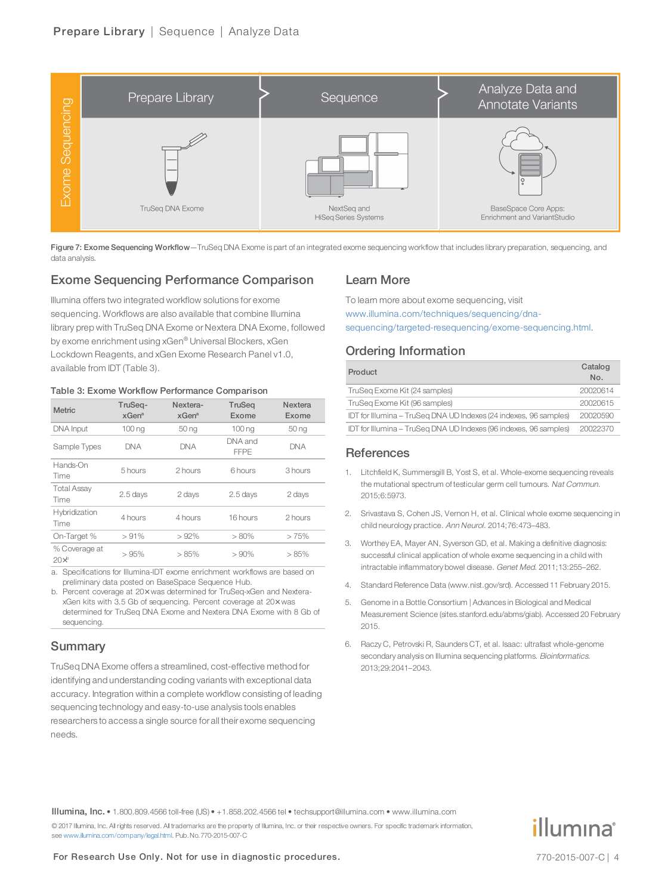Prepare Library | Sequence | Analyze Data

Exome Sequencing

Prepare Library

TruSeq DNA Exome

Sequence

NextSeq and HiSeq Series Systems

Analyze Data and Annotate Variants

BaseSpace Core Apps: Enrichment and VariantStudio

**Figure 7: Exome Sequencing Workflow**—TruSeq DNA Exome is part of an integrated exome sequencing workflow that includes library preparation, sequencing, and data analysis.

## Exome Sequencing Performance Comparison

Illumina offers two integrated workflow solutions for exome sequencing. Workflows are also available that combine Illumina library prep with TruSeq DNA Exome or Nextera DNA Exome, followed by exome enrichment using xGen® Universal Blockers, xGen Lockdown Reagents, and xGen Exome Research Panel v1.0, available from IDT (Table 3).

Table 3: Exome Workflow Performance Comparison

| Metric | TruSeq-xGen[a] | Nextera-xGen[a] | TruSeq Exome | Nextera Exome |
|---|---|---|---|---|
| DNA Input | 100 ng | 50 ng | 100 ng | 50 ng |
| Sample Types | DNA | DNA | DNA and FFPE | DNA |
| Hands-On Time | 5 hours | 2 hours | 6 hours | 3 hours |
| Total Assay Time | 2.5 days | 2 days | 2.5 days | 2 days |
| Hybridization Time | 4 hours | 4 hours | 16 hours | 2 hours |
| On-Target % | > 91% | > 92% | > 80% | > 75% |
| % Coverage at 20×[b] | > 95% | > 85% | > 90% | > 85% |

a. Specifications for Illumina-IDT exome enrichment workflows are based on preliminary data posted on BaseSpace Sequence Hub.
b. Percent coverage at 20× was determined for TruSeq-xGen and Nextera-xGen kits with 3.5 Gb of sequencing. Percent coverage at 20× was determined for TruSeq DNA Exome and Nextera DNA Exome with 8 Gb of sequencing.

## Summary

TruSeq DNA Exome offers a streamlined, cost-effective method for identifying and understanding coding variants with exceptional data accuracy. Integration within a complete workflow consisting of leading sequencing technology and easy-to-use analysis tools enables researchers to access a single source for all their exome sequencing needs.

## Learn More

To learn more about exome sequencing, visit www.illumina.com/techniques/sequencing/dna-sequencing/targeted-resequencing/exome-sequencing.html.

## Ordering Information

| Product | Catalog No. |
|---|---|
| TruSeq Exome Kit (24 samples) | 20020614 |
| TruSeq Exome Kit (96 samples) | 20020615 |
| IDT for Illumina – TruSeq DNA UD Indexes (24 indexes, 96 samples) | 20020590 |
| IDT for Illumina – TruSeq DNA UD Indexes (96 indexes, 96 samples) | 20022370 |

## References

1. Litchfield K, Summersgill B, Yost S, et al. Whole-exome sequencing reveals the mutational spectrum of testicular germ cell tumours. *Nat Commun.* 2015;6:5973.
2. Srivastava S, Cohen JS, Vernon H, et al. Clinical whole exome sequencing in child neurology practice. *Ann Neurol.* 2014;76:473–483.
3. Worthey EA, Mayer AN, Syverson GD, et al. Making a definitive diagnosis: successful clinical application of whole exome sequencing in a child with intractable inflammatory bowel disease. *Genet Med.* 2011;13:255–262.
4. Standard Reference Data (www.nist.gov/srd). Accessed 11 February 2015.
5. Genome in a Bottle Consortium | Advances in Biological and Medical Measurement Science (sites.stanford.edu/abms/giab). Accessed 20 February 2015.
6. Raczy C, Petrovski R, Saunders CT, et al. Isaac: ultrafast whole-genome secondary analysis on Illumina sequencing platforms. *Bioinformatics.* 2013;29:2041–2043.

**Illumina, Inc.** • 1.800.809.4566 toll-free (US) • +1.858.202.4566 tel • techsupport@illumina.com • www.illumina.com

© 2017 Illumina, Inc. All rights reserved. All trademarks are the property of Illumina, Inc. or their respective owners. For specific trademark information, see www.illumina.com/company/legal.html. Pub. No. 770-2015-007-C

illumina®

For Research Use Only. Not for use in diagnostic procedures.